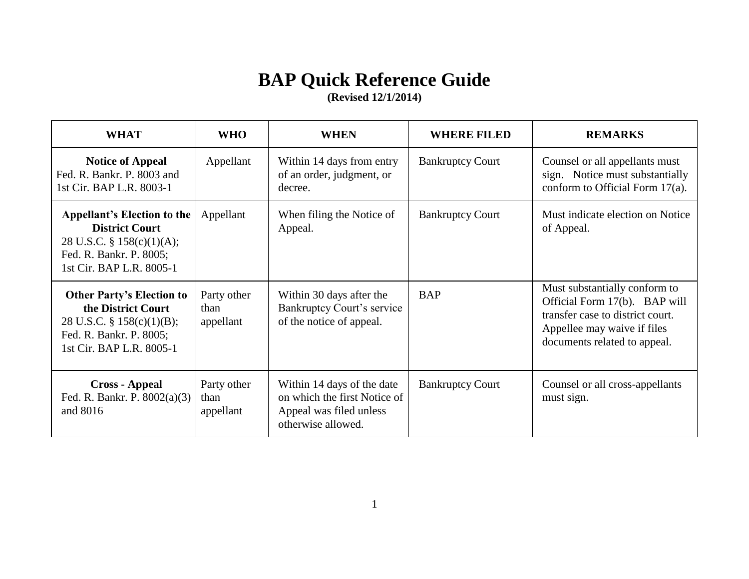# BAP Quick Reference Guide

**(Revised 12/1/2014)**

| WHAT | WHO | WHEN | WHERE FILED | REMARKS |
|---|---|---|---|---|
| **Notice of Appeal** Fed. R. Bankr. P. 8003 and 1st Cir. BAP L.R. 8003-1 | Appellant | Within 14 days from entry of an order, judgment, or decree. | Bankruptcy Court | Counsel or all appellants must sign. Notice must substantially conform to Official Form 17(a). |
| **Appellant's Election to the District Court** 28 U.S.C. § 158(c)(1)(A); Fed. R. Bankr. P. 8005; 1st Cir. BAP L.R. 8005-1 | Appellant | When filing the Notice of Appeal. | Bankruptcy Court | Must indicate election on Notice of Appeal. |
| **Other Party's Election to the District Court** 28 U.S.C. § 158(c)(1)(B); Fed. R. Bankr. P. 8005; 1st Cir. BAP L.R. 8005-1 | Party other than appellant | Within 30 days after the Bankruptcy Court's service of the notice of appeal. | BAP | Must substantially conform to Official Form 17(b). BAP will transfer case to district court. Appellee may waive if files documents related to appeal. |
| **Cross - Appeal** Fed. R. Bankr. P. 8002(a)(3) and 8016 | Party other than appellant | Within 14 days of the date on which the first Notice of Appeal was filed unless otherwise allowed. | Bankruptcy Court | Counsel or all cross-appellants must sign. |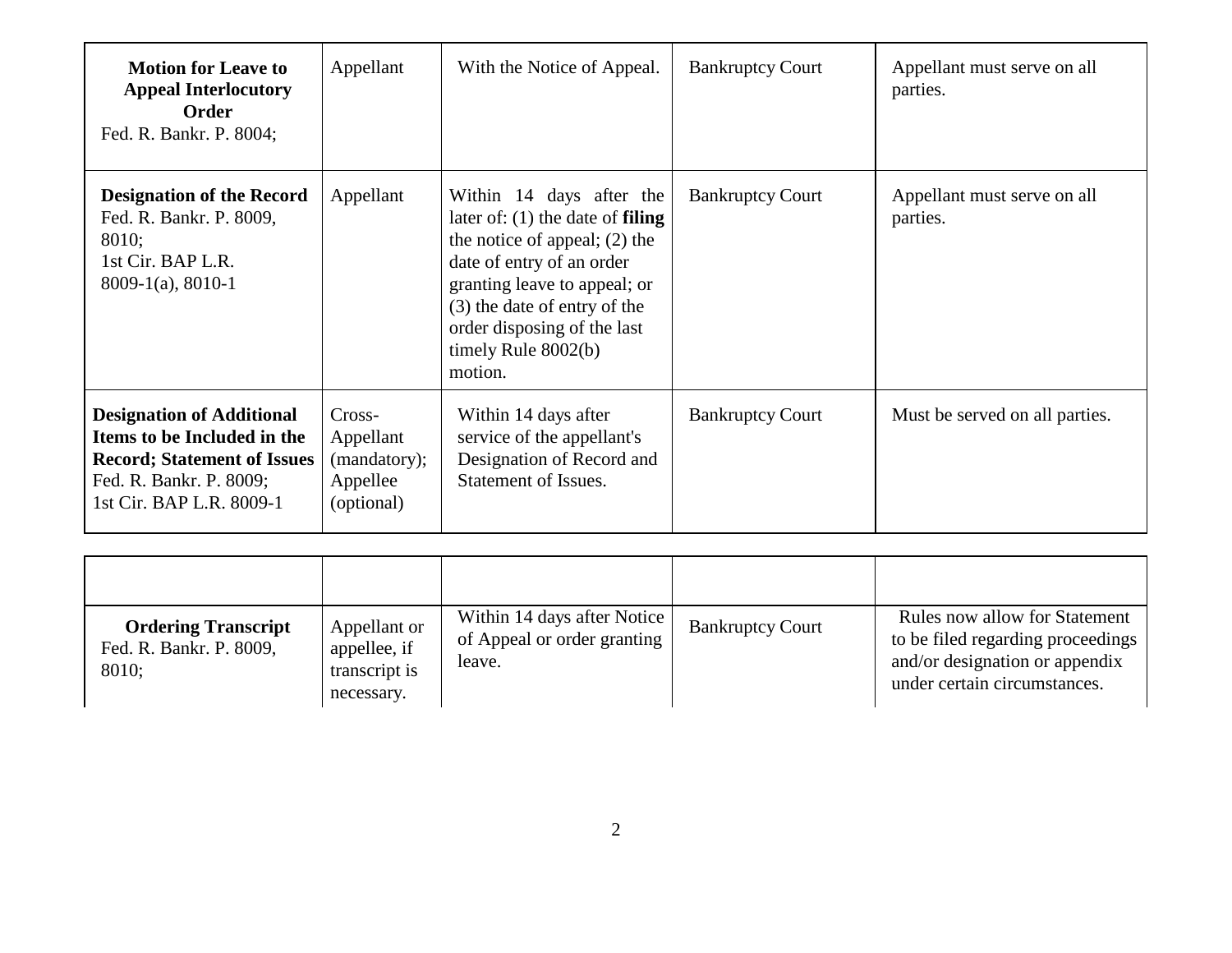| | | | | |
|---|---|---|---|---|
| **Motion for Leave to Appeal Interlocutory Order** Fed. R. Bankr. P. 8004; | Appellant | With the Notice of Appeal. | Bankruptcy Court | Appellant must serve on all parties. |
| **Designation of the Record** Fed. R. Bankr. P. 8009, 8010; 1st Cir. BAP L.R. 8009-1(a), 8010-1 | Appellant | Within 14 days after the later of: (1) the date of **filing** the notice of appeal; (2) the date of entry of an order granting leave to appeal; or (3) the date of entry of the order disposing of the last timely Rule 8002(b) motion. | Bankruptcy Court | Appellant must serve on all parties. |
| **Designation of Additional Items to be Included in the Record; Statement of Issues** Fed. R. Bankr. P. 8009; 1st Cir. BAP L.R. 8009-1 | Cross-Appellant (mandatory); Appellee (optional) | Within 14 days after service of the appellant's Designation of Record and Statement of Issues. | Bankruptcy Court | Must be served on all parties. |
| | | | | |
| **Ordering Transcript** Fed. R. Bankr. P. 8009, 8010; | Appellant or appellee, if transcript is necessary. | Within 14 days after Notice of Appeal or order granting leave. | Bankruptcy Court | Rules now allow for Statement to be filed regarding proceedings and/or designation or appendix under certain circumstances. |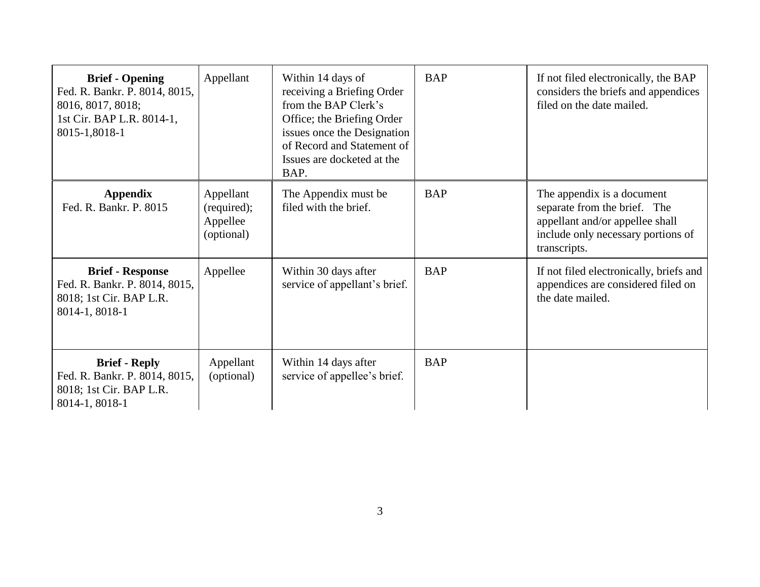| **Brief - Opening** Fed. R. Bankr. P. 8014, 8015, 8016, 8017, 8018; 1st Cir. BAP L.R. 8014-1, 8015-1,8018-1 | Appellant | Within 14 days of receiving a Briefing Order from the BAP Clerk's Office; the Briefing Order issues once the Designation of Record and Statement of Issues are docketed at the BAP. | BAP | If not filed electronically, the BAP considers the briefs and appendices filed on the date mailed. |
|---|---|---|---|---|
| **Appendix** Fed. R. Bankr. P. 8015 | Appellant (required); Appellee (optional) | The Appendix must be filed with the brief. | BAP | The appendix is a document separate from the brief. The appellant and/or appellee shall include only necessary portions of transcripts. |
| **Brief - Response** Fed. R. Bankr. P. 8014, 8015, 8018; 1st Cir. BAP L.R. 8014-1, 8018-1 | Appellee | Within 30 days after service of appellant's brief. | BAP | If not filed electronically, briefs and appendices are considered filed on the date mailed. |
| **Brief - Reply** Fed. R. Bankr. P. 8014, 8015, 8018; 1st Cir. BAP L.R. 8014-1, 8018-1 | Appellant (optional) | Within 14 days after service of appellee's brief. | BAP | |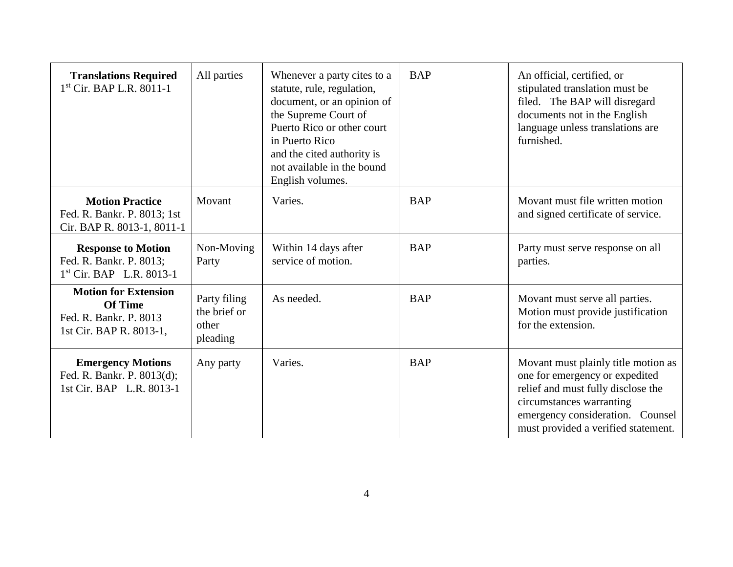| | | | | |
|---|---|---|---|---|
| **Translations Required** 1st Cir. BAP L.R. 8011-1 | All parties | Whenever a party cites to a statute, rule, regulation, document, or an opinion of the Supreme Court of Puerto Rico or other court in Puerto Rico and the cited authority is not available in the bound English volumes. | BAP | An official, certified, or stipulated translation must be filed. The BAP will disregard documents not in the English language unless translations are furnished. |
| **Motion Practice** Fed. R. Bankr. P. 8013; 1st Cir. BAP R. 8013-1, 8011-1 | Movant | Varies. | BAP | Movant must file written motion and signed certificate of service. |
| **Response to Motion** Fed. R. Bankr. P. 8013; 1st Cir. BAP L.R. 8013-1 | Non-Moving Party | Within 14 days after service of motion. | BAP | Party must serve response on all parties. |
| **Motion for Extension Of Time** Fed. R. Bankr. P. 8013 1st Cir. BAP R. 8013-1, | Party filing the brief or other pleading | As needed. | BAP | Movant must serve all parties. Motion must provide justification for the extension. |
| **Emergency Motions** Fed. R. Bankr. P. 8013(d); 1st Cir. BAP L.R. 8013-1 | Any party | Varies. | BAP | Movant must plainly title motion as one for emergency or expedited relief and must fully disclose the circumstances warranting emergency consideration. Counsel must provided a verified statement. |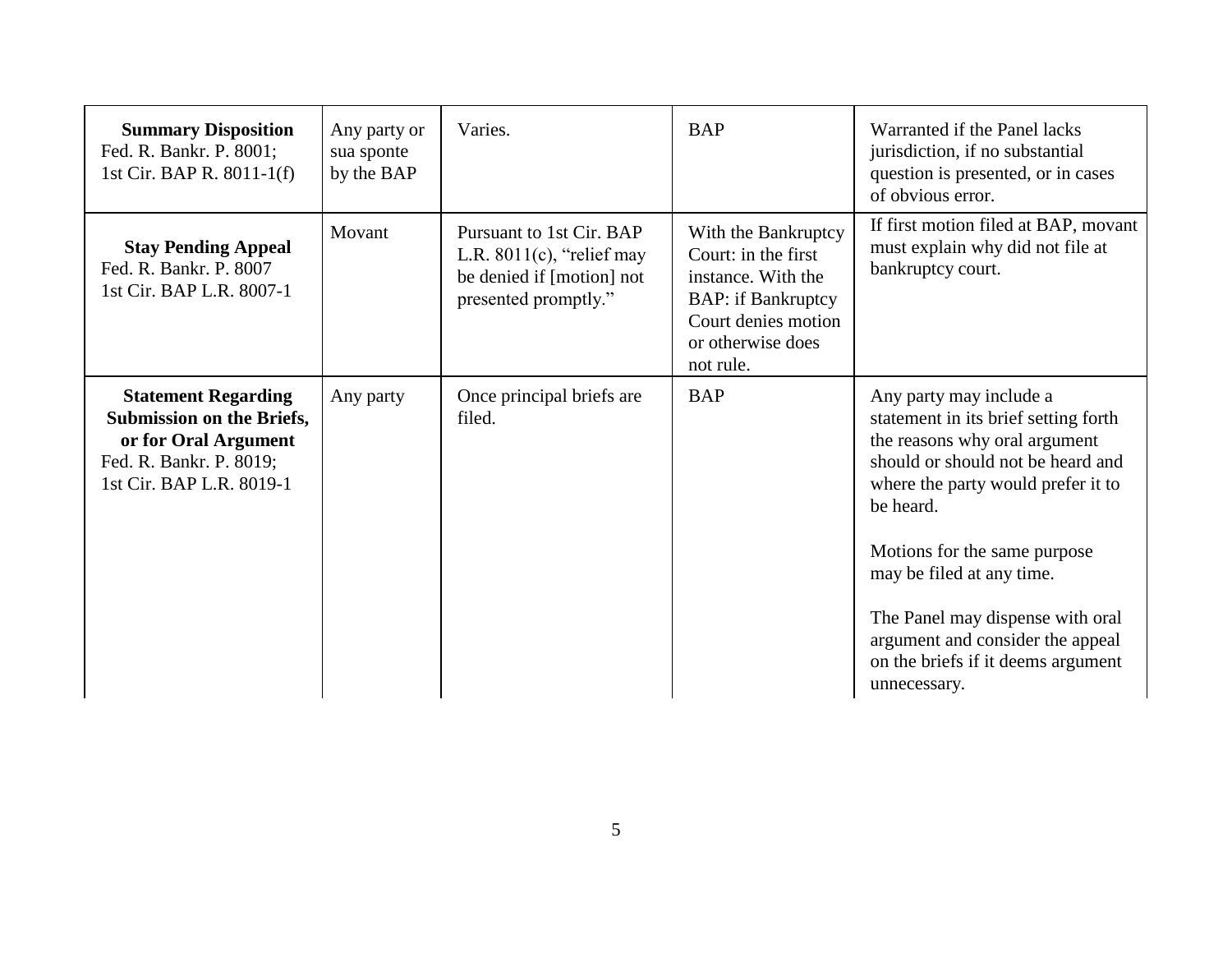| **Summary Disposition** Fed. R. Bankr. P. 8001; 1st Cir. BAP R. 8011-1(f) | Any party or sua sponte by the BAP | Varies. | BAP | Warranted if the Panel lacks jurisdiction, if no substantial question is presented, or in cases of obvious error. |
|---|---|---|---|---|
| **Stay Pending Appeal** Fed. R. Bankr. P. 8007 1st Cir. BAP L.R. 8007-1 | Movant | Pursuant to 1st Cir. BAP L.R. 8011(c), "relief may be denied if [motion] not presented promptly." | With the Bankruptcy Court: in the first instance. With the BAP: if Bankruptcy Court denies motion or otherwise does not rule. | If first motion filed at BAP, movant must explain why did not file at bankruptcy court. |
| **Statement Regarding Submission on the Briefs, or for Oral Argument** Fed. R. Bankr. P. 8019; 1st Cir. BAP L.R. 8019-1 | Any party | Once principal briefs are filed. | BAP | Any party may include a statement in its brief setting forth the reasons why oral argument should or should not be heard and where the party would prefer it to be heard.<br><br>Motions for the same purpose may be filed at any time.<br><br>The Panel may dispense with oral argument and consider the appeal on the briefs if it deems argument unnecessary. |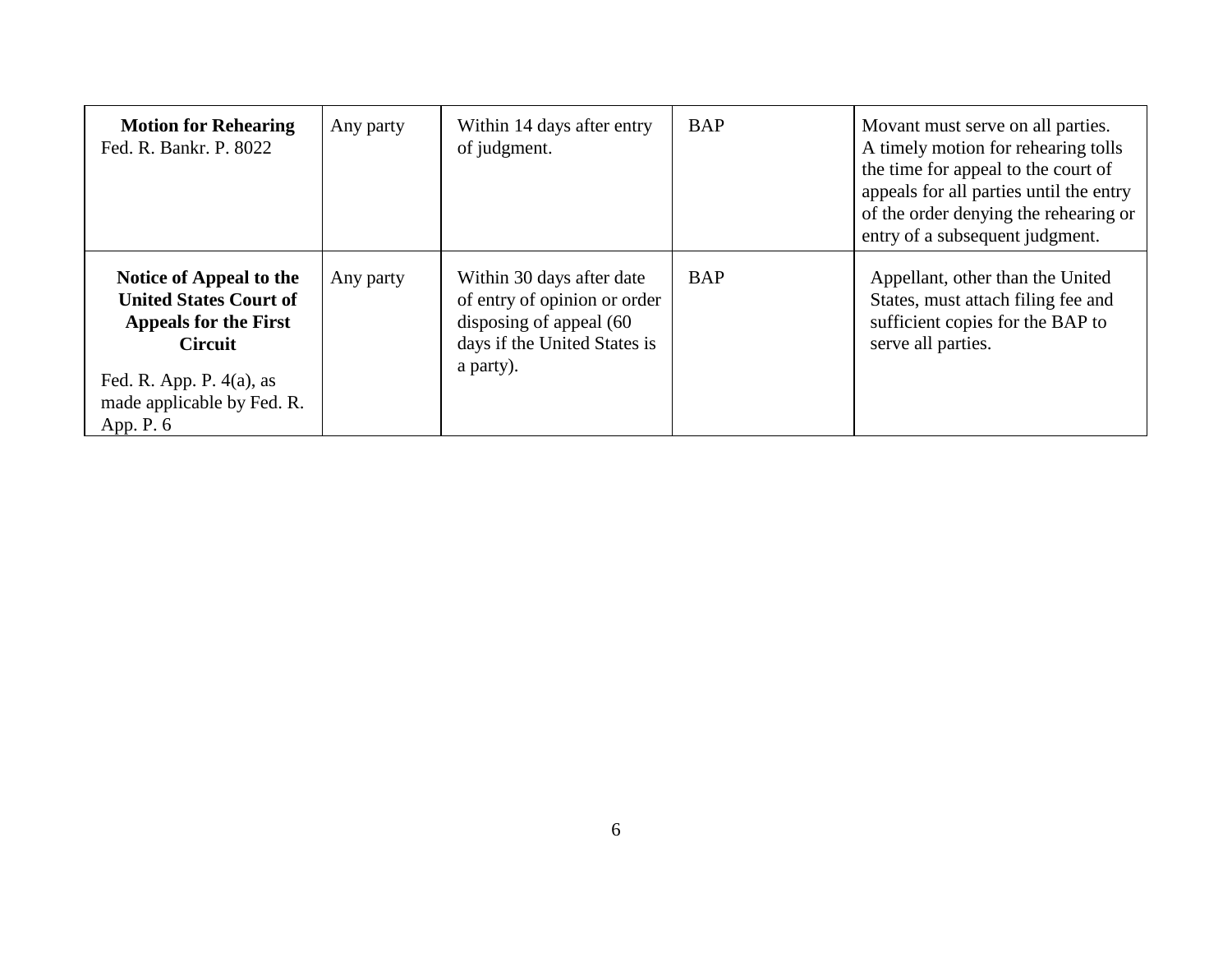| | | | | |
|---|---|---|---|---|
| **Motion for Rehearing** Fed. R. Bankr. P. 8022 | Any party | Within 14 days after entry of judgment. | BAP | Movant must serve on all parties. A timely motion for rehearing tolls the time for appeal to the court of appeals for all parties until the entry of the order denying the rehearing or entry of a subsequent judgment. |
| **Notice of Appeal to the United States Court of Appeals for the First Circuit** Fed. R. App. P. 4(a), as made applicable by Fed. R. App. P. 6 | Any party | Within 30 days after date of entry of opinion or order disposing of appeal (60 days if the United States is a party). | BAP | Appellant, other than the United States, must attach filing fee and sufficient copies for the BAP to serve all parties. |